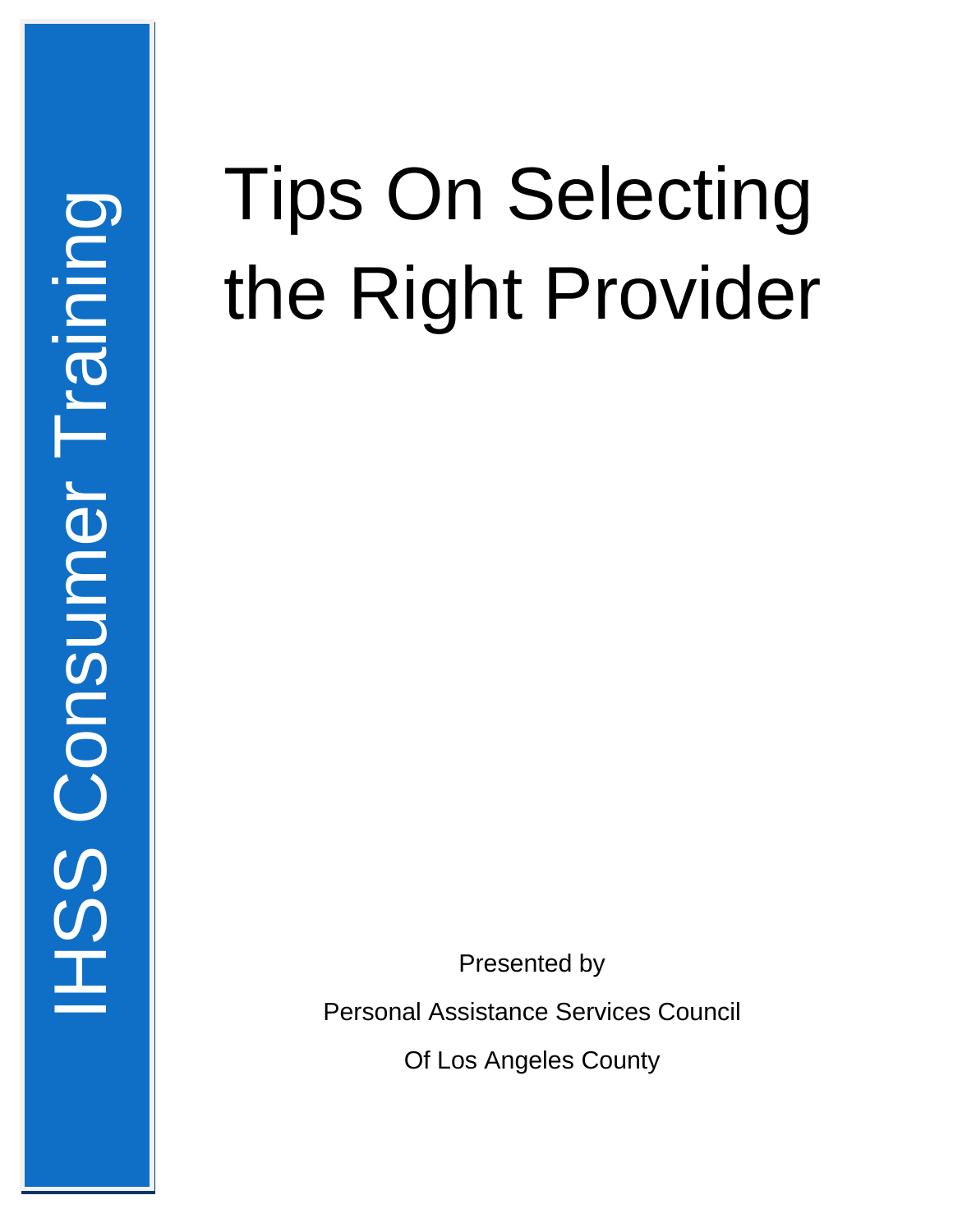IHSS Consumer Training

# Tips On Selecting the Right Provider

Presented by

Personal Assistance Services Council

Of Los Angeles County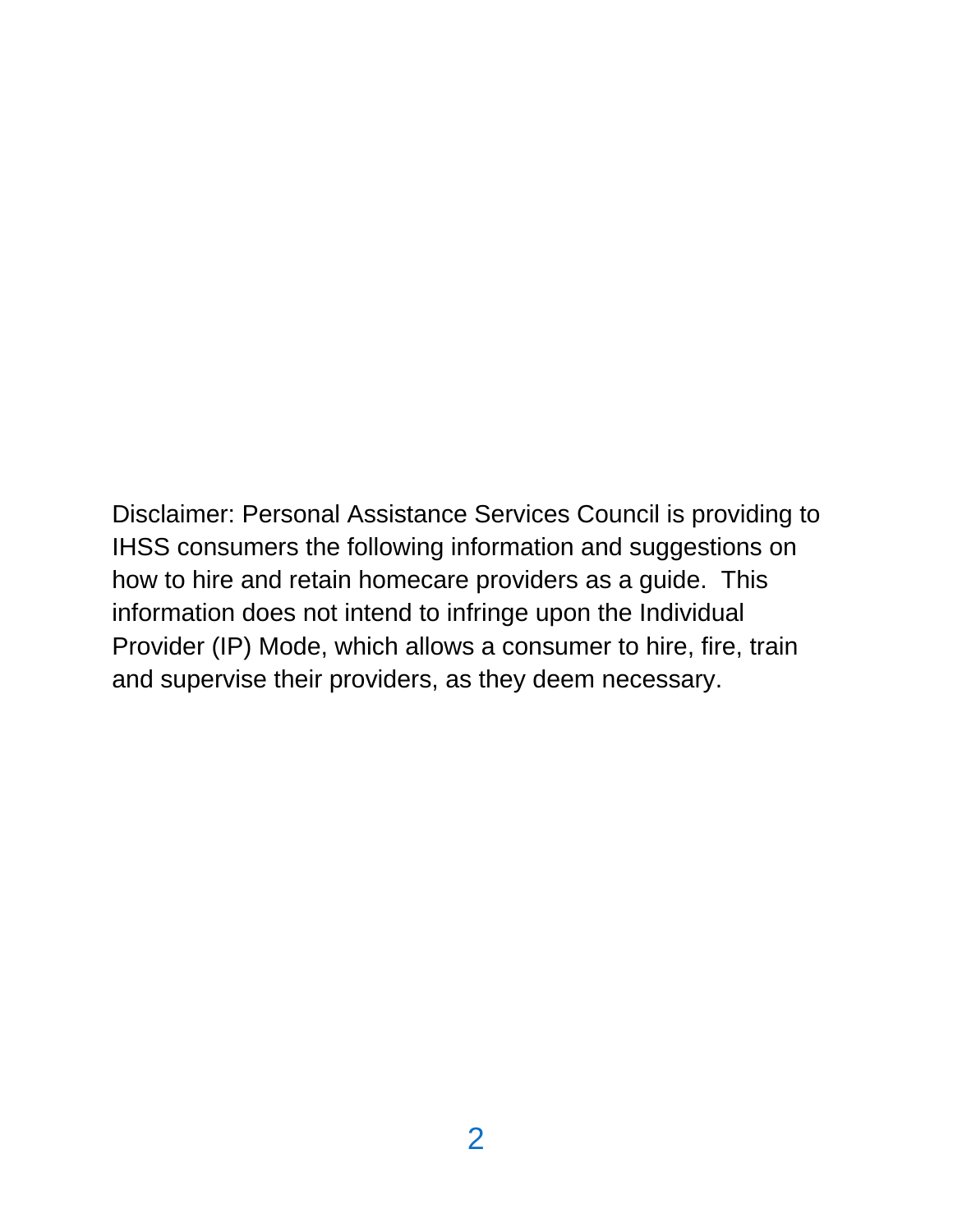Disclaimer: Personal Assistance Services Council is providing to IHSS consumers the following information and suggestions on how to hire and retain homecare providers as a guide. This information does not intend to infringe upon the Individual Provider (IP) Mode, which allows a consumer to hire, fire, train and supervise their providers, as they deem necessary.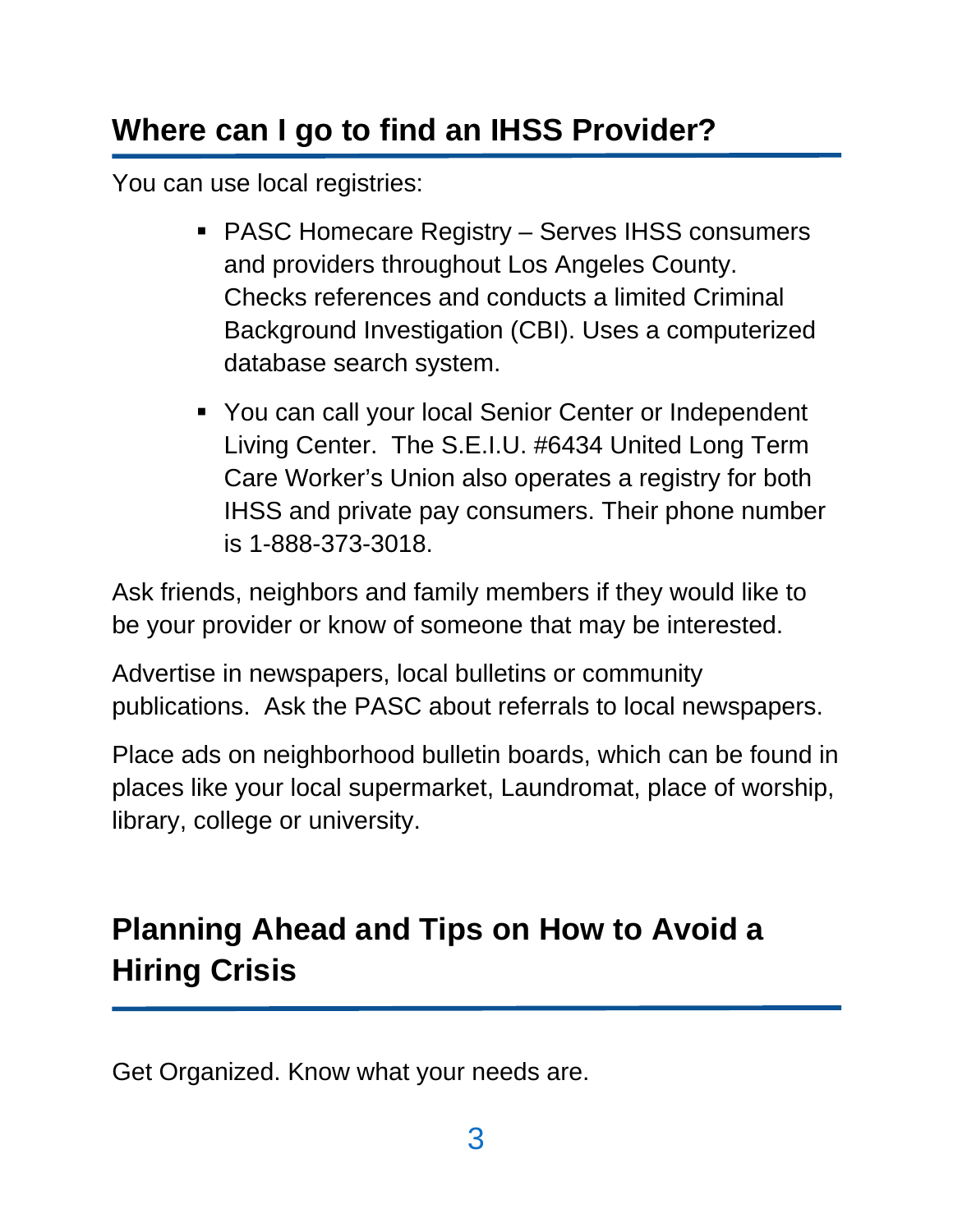## Where can I go to find an IHSS Provider?

You can use local registries:

- PASC Homecare Registry – Serves IHSS consumers and providers throughout Los Angeles County. Checks references and conducts a limited Criminal Background Investigation (CBI). Uses a computerized database search system.
- You can call your local Senior Center or Independent Living Center. The S.E.I.U. #6434 United Long Term Care Worker's Union also operates a registry for both IHSS and private pay consumers. Their phone number is 1-888-373-3018.

Ask friends, neighbors and family members if they would like to be your provider or know of someone that may be interested.

Advertise in newspapers, local bulletins or community publications. Ask the PASC about referrals to local newspapers.

Place ads on neighborhood bulletin boards, which can be found in places like your local supermarket, Laundromat, place of worship, library, college or university.

## Planning Ahead and Tips on How to Avoid a Hiring Crisis

Get Organized. Know what your needs are.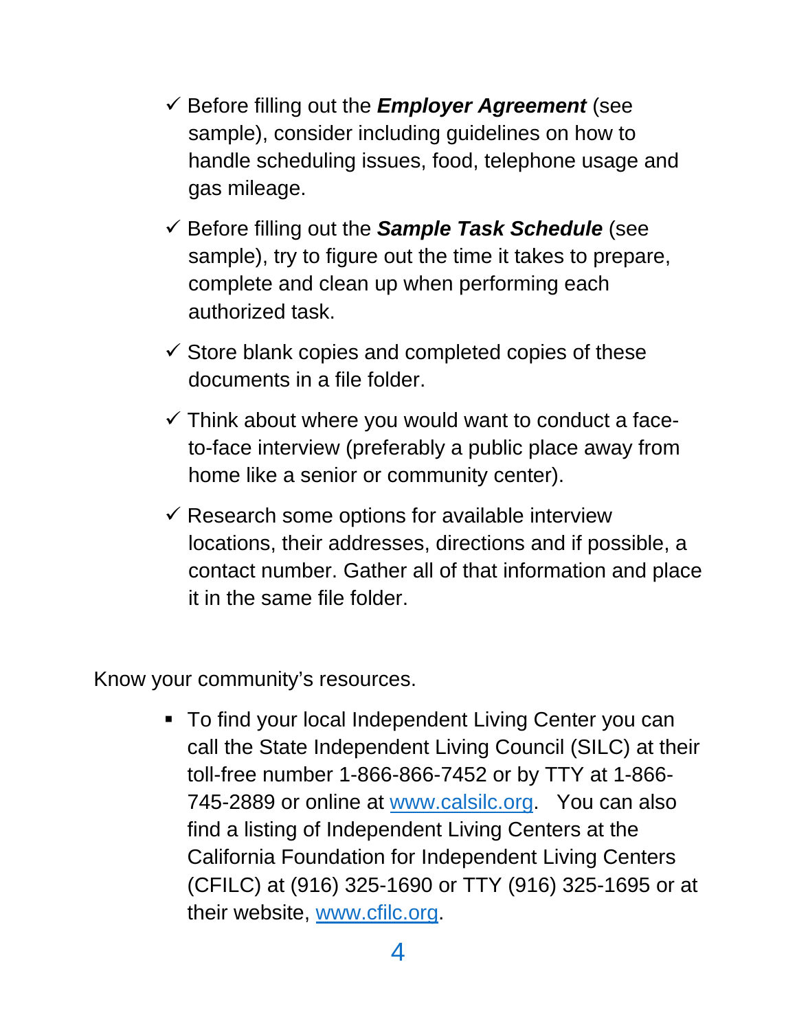- ✓ Before filling out the ***Employer Agreement*** (see sample), consider including guidelines on how to handle scheduling issues, food, telephone usage and gas mileage.
- ✓ Before filling out the ***Sample Task Schedule*** (see sample), try to figure out the time it takes to prepare, complete and clean up when performing each authorized task.
- ✓ Store blank copies and completed copies of these documents in a file folder.
- ✓ Think about where you would want to conduct a face-to-face interview (preferably a public place away from home like a senior or community center).
- ✓ Research some options for available interview locations, their addresses, directions and if possible, a contact number. Gather all of that information and place it in the same file folder.

Know your community's resources.

- To find your local Independent Living Center you can call the State Independent Living Council (SILC) at their toll-free number 1-866-866-7452 or by TTY at 1-866-745-2889 or online at [www.calsilc.org](http://www.calsilc.org). You can also find a listing of Independent Living Centers at the California Foundation for Independent Living Centers (CFILC) at (916) 325-1690 or TTY (916) 325-1695 or at their website, [www.cfilc.org](http://www.cfilc.org).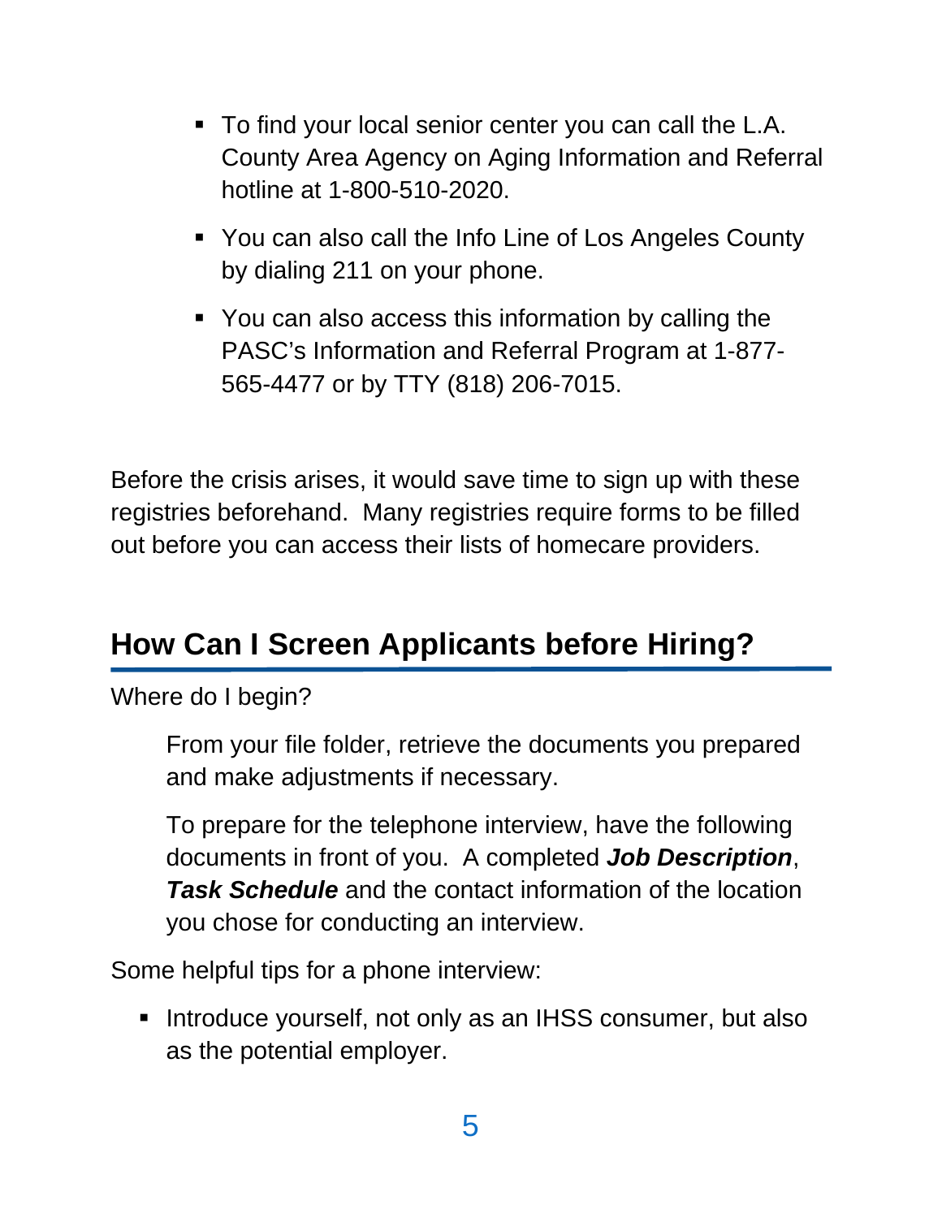- To find your local senior center you can call the L.A. County Area Agency on Aging Information and Referral hotline at 1-800-510-2020.
- You can also call the Info Line of Los Angeles County by dialing 211 on your phone.
- You can also access this information by calling the PASC's Information and Referral Program at 1-877-565-4477 or by TTY (818) 206-7015.

Before the crisis arises, it would save time to sign up with these registries beforehand. Many registries require forms to be filled out before you can access their lists of homecare providers.

## How Can I Screen Applicants before Hiring?

Where do I begin?

From your file folder, retrieve the documents you prepared and make adjustments if necessary.

To prepare for the telephone interview, have the following documents in front of you. A completed ***Job Description***, ***Task Schedule*** and the contact information of the location you chose for conducting an interview.

Some helpful tips for a phone interview:

- Introduce yourself, not only as an IHSS consumer, but also as the potential employer.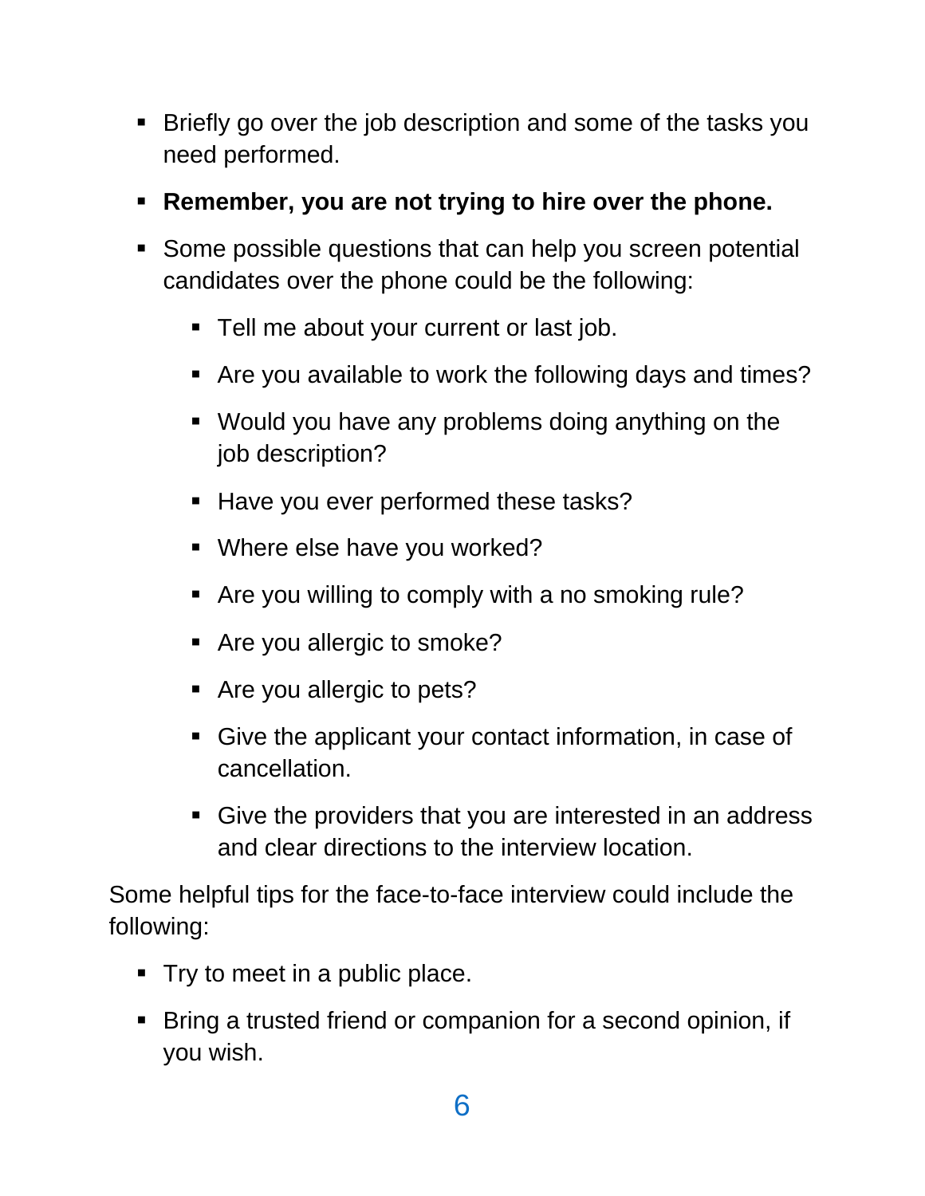- Briefly go over the job description and some of the tasks you need performed.
- **Remember, you are not trying to hire over the phone.**
- Some possible questions that can help you screen potential candidates over the phone could be the following:
  - Tell me about your current or last job.
  - Are you available to work the following days and times?
  - Would you have any problems doing anything on the job description?
  - Have you ever performed these tasks?
  - Where else have you worked?
  - Are you willing to comply with a no smoking rule?
  - Are you allergic to smoke?
  - Are you allergic to pets?
  - Give the applicant your contact information, in case of cancellation.
  - Give the providers that you are interested in an address and clear directions to the interview location.

Some helpful tips for the face-to-face interview could include the following:

- Try to meet in a public place.
- Bring a trusted friend or companion for a second opinion, if you wish.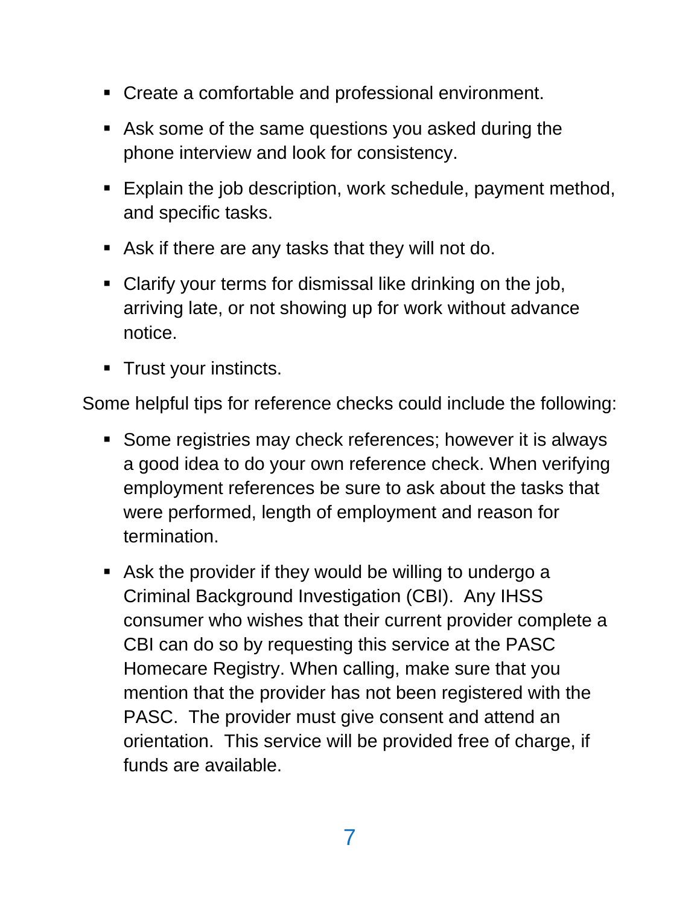- Create a comfortable and professional environment.
- Ask some of the same questions you asked during the phone interview and look for consistency.
- Explain the job description, work schedule, payment method, and specific tasks.
- Ask if there are any tasks that they will not do.
- Clarify your terms for dismissal like drinking on the job, arriving late, or not showing up for work without advance notice.
- Trust your instincts.

Some helpful tips for reference checks could include the following:

- Some registries may check references; however it is always a good idea to do your own reference check. When verifying employment references be sure to ask about the tasks that were performed, length of employment and reason for termination.
- Ask the provider if they would be willing to undergo a Criminal Background Investigation (CBI). Any IHSS consumer who wishes that their current provider complete a CBI can do so by requesting this service at the PASC Homecare Registry. When calling, make sure that you mention that the provider has not been registered with the PASC. The provider must give consent and attend an orientation. This service will be provided free of charge, if funds are available.